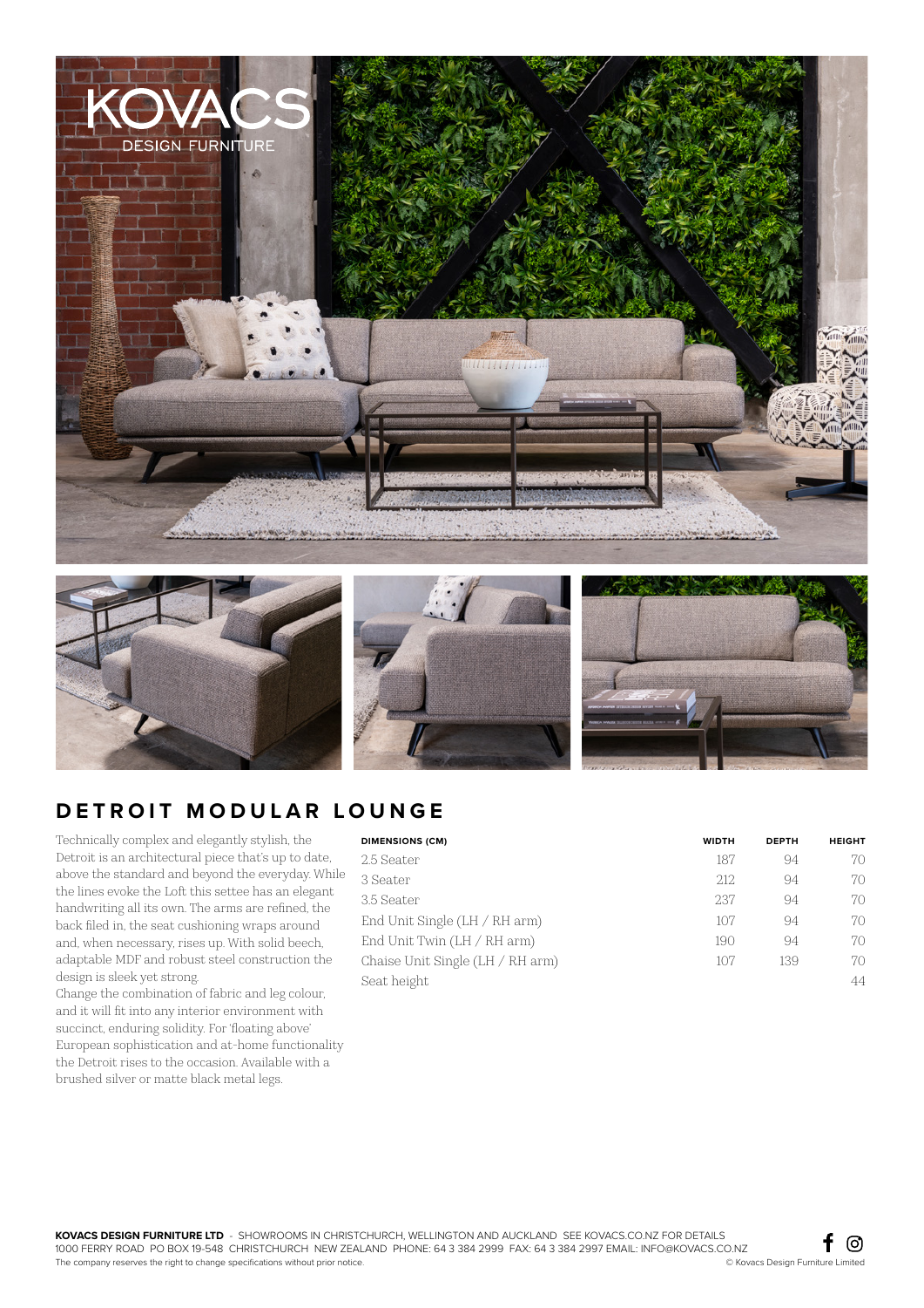# DETROIT MODULAR LOUNGE

Technically complex and elegantly stylish, the Detroit is an architectural piece that's up to date, above the standard and beyond the everyday. While the lines evoke the Loft this settee has an elegant handwriting all its own. The arms are refined, the back filed in, the seat cushioning wraps around and, when necessary, rises up. With solid beech, adaptable MDF and robust steel construction the design is sleek yet strong.

Change the combination of fabric and leg colour, and it will fit into any interior environment with succinct, enduring solidity. For 'floating above' European sophistication and at-home functionality the Detroit rises to the occasion. Available with a brushed silver or matte black metal legs.

| DIMENSIONS (CM) | WIDTH | DEPTH | HEIGHT |
|---|---|---|---|
| 2.5 Seater | 187 | 94 | 70 |
| 3 Seater | 212 | 94 | 70 |
| 3.5 Seater | 237 | 94 | 70 |
| End Unit Single (LH / RH arm) | 107 | 94 | 70 |
| End Unit Twin (LH / RH arm) | 190 | 94 | 70 |
| Chaise Unit Single (LH / RH arm) | 107 | 139 | 70 |
| Seat height | | | 44 |

**KOVACS DESIGN FURNITURE LTD** - SHOWROOMS IN CHRISTCHURCH, WELLINGTON AND AUCKLAND SEE KOVACS.CO.NZ FOR DETAILS
1000 FERRY ROAD PO BOX 19-548 CHRISTCHURCH NEW ZEALAND PHONE: 64 3 384 2999 FAX: 64 3 384 2997 EMAIL: INFO@KOVACS.CO.NZ
The company reserves the right to change specifications without prior notice.
© Kovacs Design Furniture Limited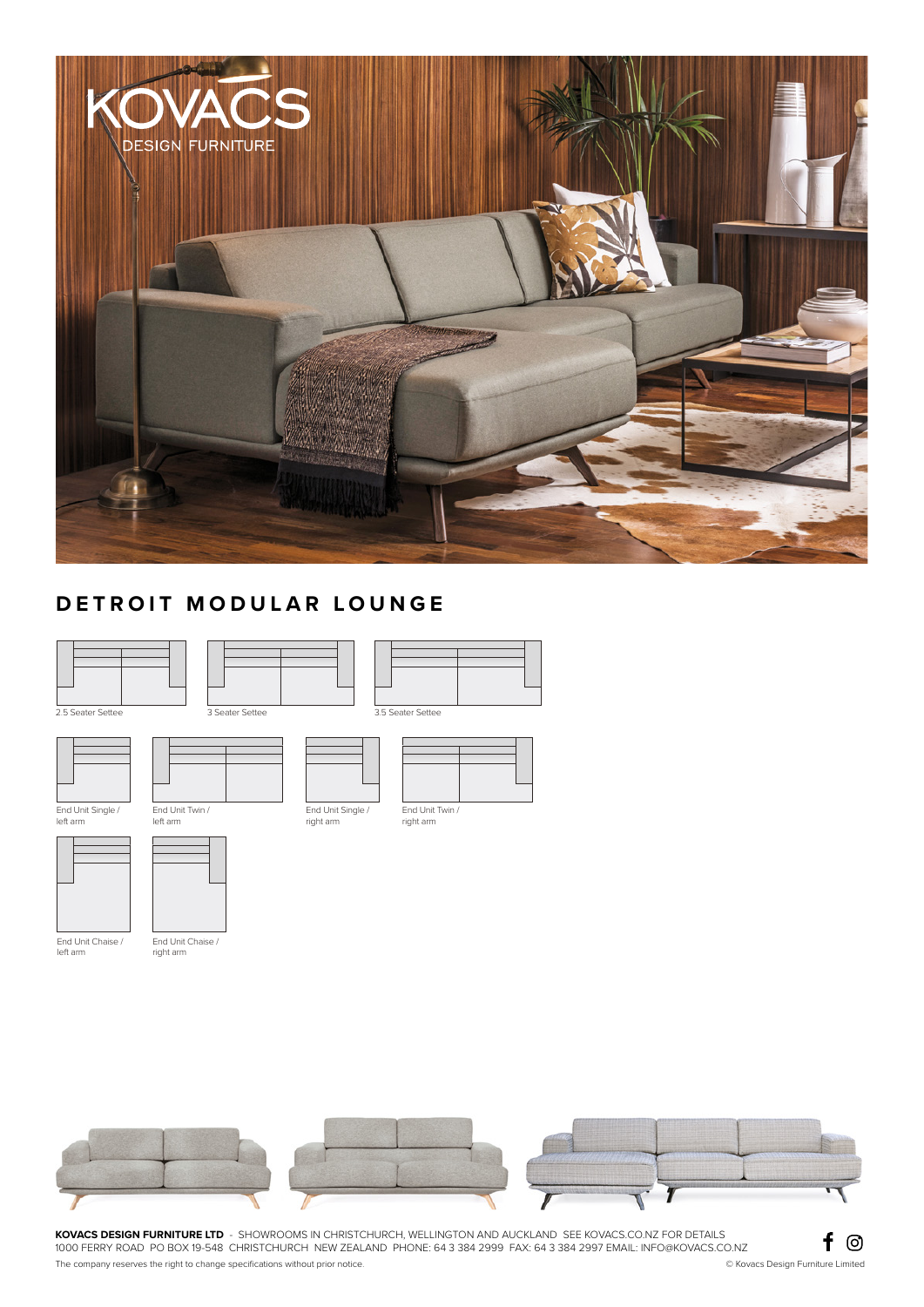KOVACS

DESIGN FURNITURE

## DETROIT MODULAR LOUNGE

2.5 Seater Settee

3 Seater Settee

3.5 Seater Settee

End Unit Single / left arm

End Unit Twin / left arm

End Unit Single / right arm

End Unit Twin / right arm

End Unit Chaise / left arm

End Unit Chaise / right arm

**KOVACS DESIGN FURNITURE LTD** - SHOWROOMS IN CHRISTCHURCH, WELLINGTON AND AUCKLAND SEE KOVACS.CO.NZ FOR DETAILS
1000 FERRY ROAD PO BOX 19-548 CHRISTCHURCH NEW ZEALAND PHONE: 64 3 384 2999 FAX: 64 3 384 2997 EMAIL: INFO@KOVACS.CO.NZ

The company reserves the right to change specifications without prior notice.

© Kovacs Design Furniture Limited